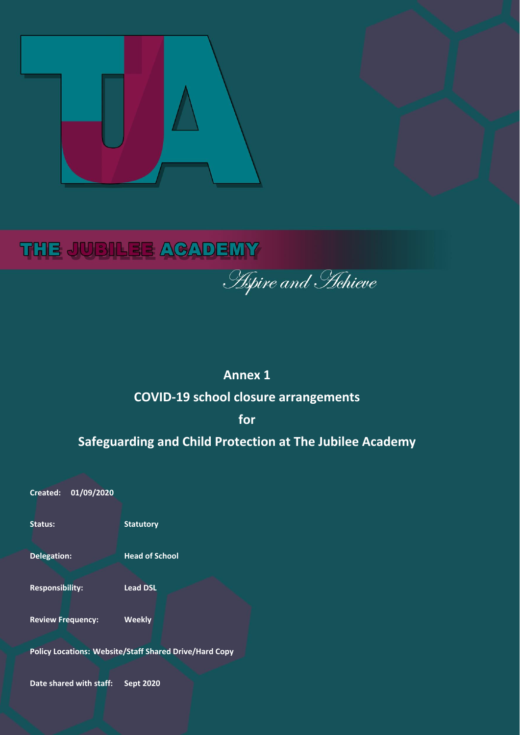# THE JUBILEE ACADEMY

*Aspire and Achieve*

## Annex 1

## COVID-19 school closure arrangements

## for

## Safeguarding and Child Protection at The Jubilee Academy

| | |
|---|---|
| **Created:** | **01/09/2020** |
| **Status:** | **Statutory** |
| **Delegation:** | **Head of School** |
| **Responsibility:** | **Lead DSL** |
| **Review Frequency:** | **Weekly** |
| **Policy Locations:** | **Website/Staff Shared Drive/Hard Copy** |
| **Date shared with staff:** | **Sept 2020** |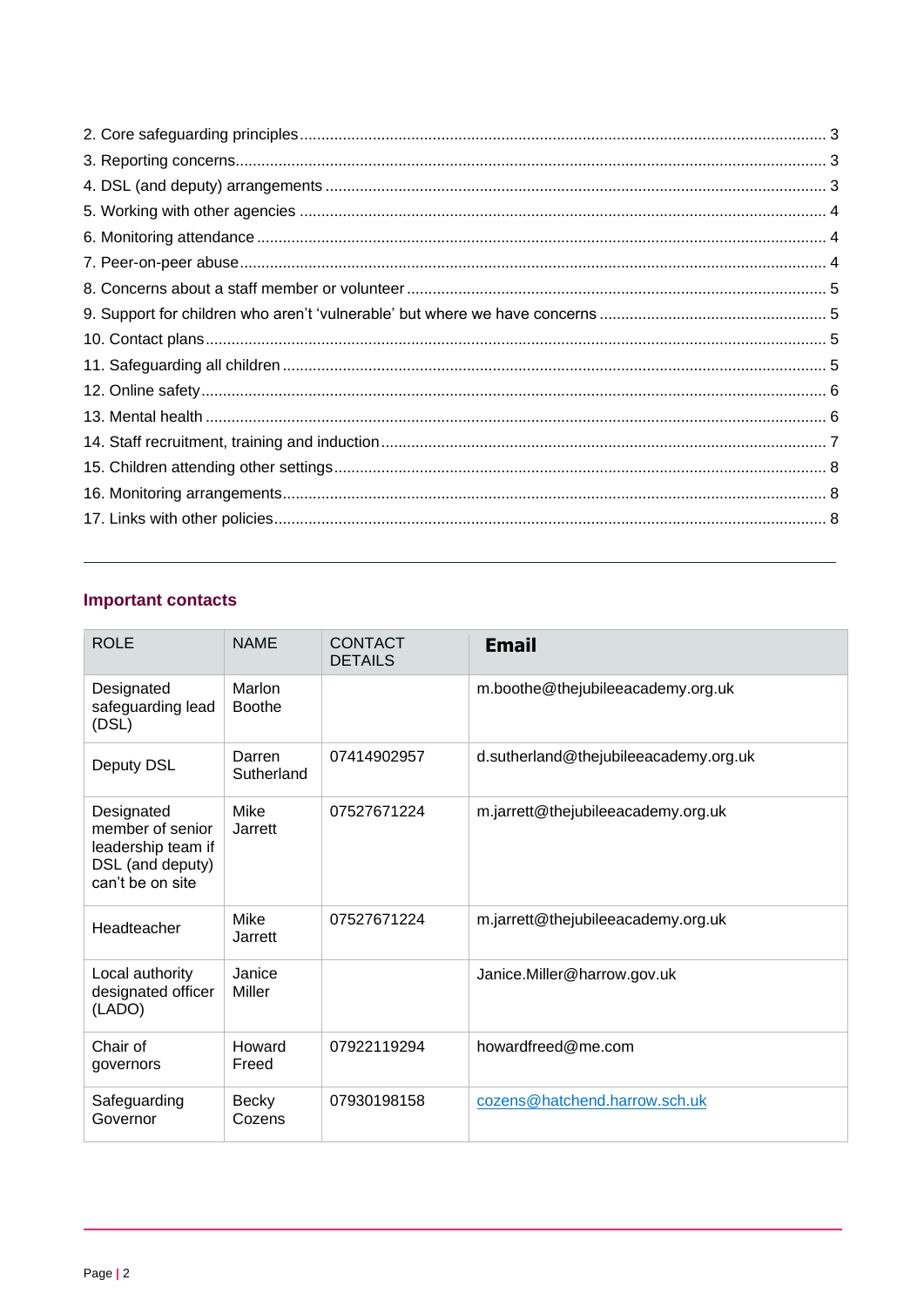2. Core safeguarding principles ........................................................................................................ 3
3. Reporting concerns........................................................................................................................ 3
4. DSL (and deputy) arrangements ................................................................................................... 3
5. Working with other agencies ......................................................................................................... 4
6. Monitoring attendance ................................................................................................................... 4
7. Peer-on-peer abuse....................................................................................................................... 4
8. Concerns about a staff member or volunteer ................................................................................ 5
9. Support for children who aren't 'vulnerable' but where we have concerns .................................... 5
10. Contact plans............................................................................................................................... 5
11. Safeguarding all children ............................................................................................................. 5
12. Online safety................................................................................................................................ 6
13. Mental health .............................................................................................................................. 6
14. Staff recruitment, training and induction...................................................................................... 7
15. Children attending other settings................................................................................................. 8
16. Monitoring arrangements............................................................................................................. 8
17. Links with other policies............................................................................................................... 8

---

## Important contacts

| ROLE | NAME | CONTACT DETAILS | **Email** |
|---|---|---|---|
| Designated safeguarding lead (DSL) | Marlon Boothe | | m.boothe@thejubileeacademy.org.uk |
| Deputy DSL | Darren Sutherland | 07414902957 | d.sutherland@thejubileeacademy.org.uk |
| Designated member of senior leadership team if DSL (and deputy) can't be on site | Mike Jarrett | 07527671224 | m.jarrett@thejubileeacademy.org.uk |
| Headteacher | Mike Jarrett | 07527671224 | m.jarrett@thejubileeacademy.org.uk |
| Local authority designated officer (LADO) | Janice Miller | | Janice.Miller@harrow.gov.uk |
| Chair of governors | Howard Freed | 07922119294 | howardfreed@me.com |
| Safeguarding Governor | Becky Cozens | 07930198158 | cozens@hatchend.harrow.sch.uk |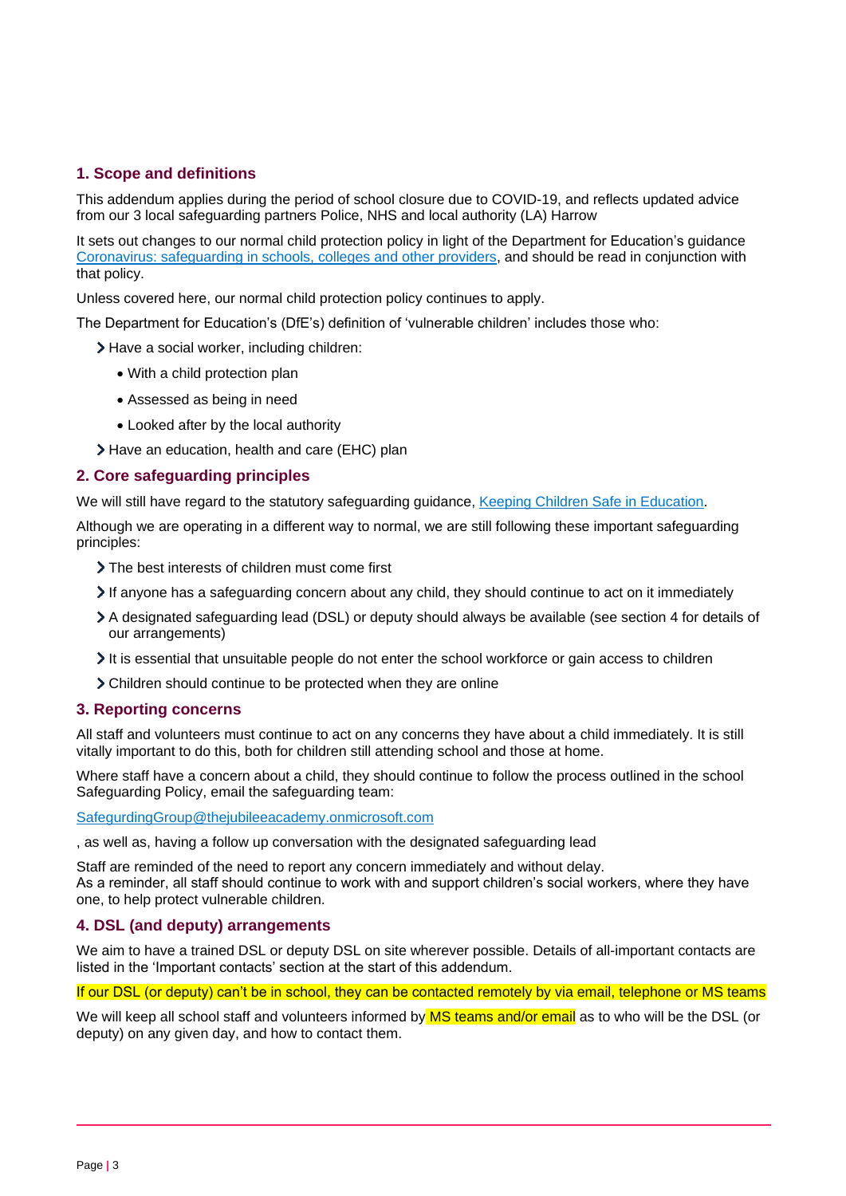## 1. Scope and definitions

This addendum applies during the period of school closure due to COVID-19, and reflects updated advice from our 3 local safeguarding partners Police, NHS and local authority (LA) Harrow

It sets out changes to our normal child protection policy in light of the Department for Education's guidance [Coronavirus: safeguarding in schools, colleges and other providers](), and should be read in conjunction with that policy.

Unless covered here, our normal child protection policy continues to apply.

The Department for Education's (DfE's) definition of 'vulnerable children' includes those who:

- Have a social worker, including children:
  - With a child protection plan
  - Assessed as being in need
  - Looked after by the local authority
- Have an education, health and care (EHC) plan

## 2. Core safeguarding principles

We will still have regard to the statutory safeguarding guidance, [Keeping Children Safe in Education]().

Although we are operating in a different way to normal, we are still following these important safeguarding principles:

- The best interests of children must come first
- If anyone has a safeguarding concern about any child, they should continue to act on it immediately
- A designated safeguarding lead (DSL) or deputy should always be available (see section 4 for details of our arrangements)
- It is essential that unsuitable people do not enter the school workforce or gain access to children
- Children should continue to be protected when they are online

## 3. Reporting concerns

All staff and volunteers must continue to act on any concerns they have about a child immediately. It is still vitally important to do this, both for children still attending school and those at home.

Where staff have a concern about a child, they should continue to follow the process outlined in the school Safeguarding Policy, email the safeguarding team:

SafegurdingGroup@thejubileeacademy.onmicrosoft.com

, as well as, having a follow up conversation with the designated safeguarding lead

Staff are reminded of the need to report any concern immediately and without delay.
As a reminder, all staff should continue to work with and support children's social workers, where they have one, to help protect vulnerable children.

## 4. DSL (and deputy) arrangements

We aim to have a trained DSL or deputy DSL on site wherever possible. Details of all-important contacts are listed in the 'Important contacts' section at the start of this addendum.

If our DSL (or deputy) can't be in school, they can be contacted remotely by via email, telephone or MS teams

We will keep all school staff and volunteers informed by MS teams and/or email as to who will be the DSL (or deputy) on any given day, and how to contact them.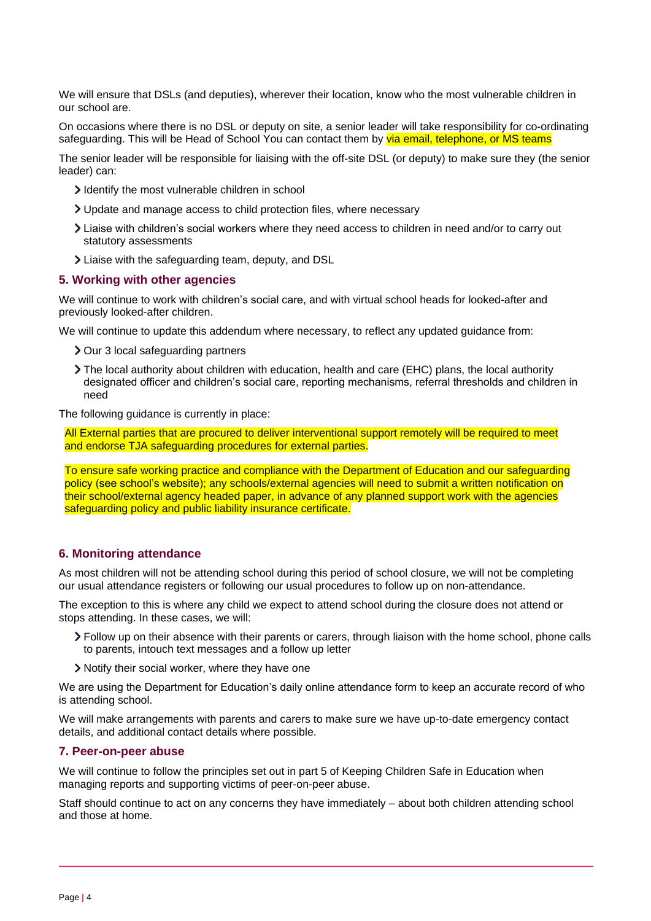We will ensure that DSLs (and deputies), wherever their location, know who the most vulnerable children in our school are.

On occasions where there is no DSL or deputy on site, a senior leader will take responsibility for co-ordinating safeguarding. This will be Head of School You can contact them by via email, telephone, or MS teams

The senior leader will be responsible for liaising with the off-site DSL (or deputy) to make sure they (the senior leader) can:

- Identify the most vulnerable children in school
- Update and manage access to child protection files, where necessary
- Liaise with children's social workers where they need access to children in need and/or to carry out statutory assessments
- Liaise with the safeguarding team, deputy, and DSL

### 5. Working with other agencies

We will continue to work with children's social care, and with virtual school heads for looked-after and previously looked-after children.

We will continue to update this addendum where necessary, to reflect any updated guidance from:

- Our 3 local safeguarding partners
- The local authority about children with education, health and care (EHC) plans, the local authority designated officer and children's social care, reporting mechanisms, referral thresholds and children in need

The following guidance is currently in place:

All External parties that are procured to deliver interventional support remotely will be required to meet and endorse TJA safeguarding procedures for external parties.

To ensure safe working practice and compliance with the Department of Education and our safeguarding policy (see school's website); any schools/external agencies will need to submit a written notification on their school/external agency headed paper, in advance of any planned support work with the agencies safeguarding policy and public liability insurance certificate.

### 6. Monitoring attendance

As most children will not be attending school during this period of school closure, we will not be completing our usual attendance registers or following our usual procedures to follow up on non-attendance.

The exception to this is where any child we expect to attend school during the closure does not attend or stops attending. In these cases, we will:

- Follow up on their absence with their parents or carers, through liaison with the home school, phone calls to parents, intouch text messages and a follow up letter
- Notify their social worker, where they have one

We are using the Department for Education's daily online attendance form to keep an accurate record of who is attending school.

We will make arrangements with parents and carers to make sure we have up-to-date emergency contact details, and additional contact details where possible.

### 7. Peer-on-peer abuse

We will continue to follow the principles set out in part 5 of Keeping Children Safe in Education when managing reports and supporting victims of peer-on-peer abuse.

Staff should continue to act on any concerns they have immediately – about both children attending school and those at home.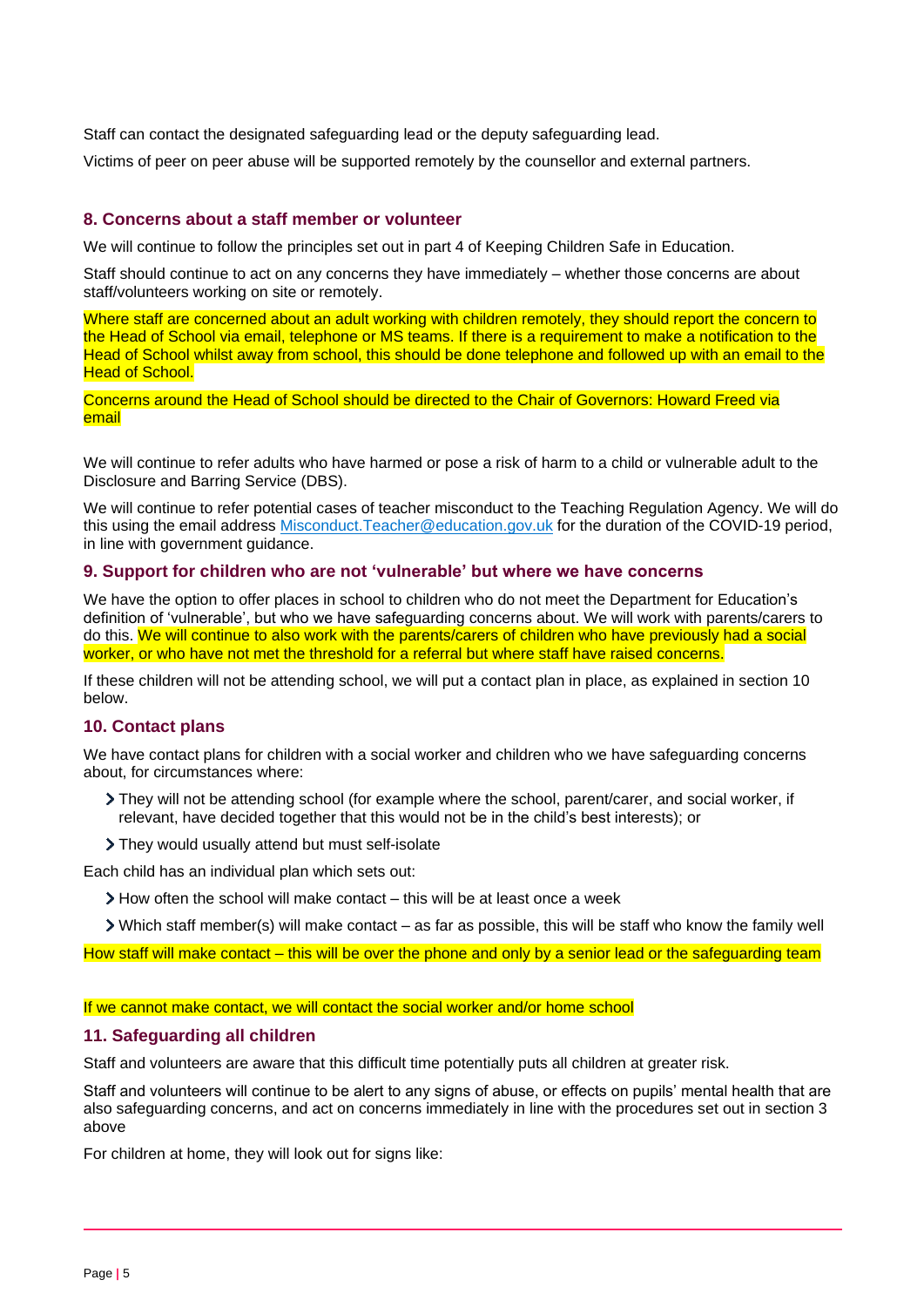Staff can contact the designated safeguarding lead or the deputy safeguarding lead.

Victims of peer on peer abuse will be supported remotely by the counsellor and external partners.

## 8. Concerns about a staff member or volunteer

We will continue to follow the principles set out in part 4 of Keeping Children Safe in Education.

Staff should continue to act on any concerns they have immediately – whether those concerns are about staff/volunteers working on site or remotely.

Where staff are concerned about an adult working with children remotely, they should report the concern to the Head of School via email, telephone or MS teams. If there is a requirement to make a notification to the Head of School whilst away from school, this should be done telephone and followed up with an email to the Head of School.

Concerns around the Head of School should be directed to the Chair of Governors: Howard Freed via email

We will continue to refer adults who have harmed or pose a risk of harm to a child or vulnerable adult to the Disclosure and Barring Service (DBS).

We will continue to refer potential cases of teacher misconduct to the Teaching Regulation Agency. We will do this using the email address Misconduct.Teacher@education.gov.uk for the duration of the COVID-19 period, in line with government guidance.

## 9. Support for children who are not 'vulnerable' but where we have concerns

We have the option to offer places in school to children who do not meet the Department for Education's definition of 'vulnerable', but who we have safeguarding concerns about. We will work with parents/carers to do this. We will continue to also work with the parents/carers of children who have previously had a social worker, or who have not met the threshold for a referral but where staff have raised concerns.

If these children will not be attending school, we will put a contact plan in place, as explained in section 10 below.

## 10. Contact plans

We have contact plans for children with a social worker and children who we have safeguarding concerns about, for circumstances where:

- They will not be attending school (for example where the school, parent/carer, and social worker, if relevant, have decided together that this would not be in the child's best interests); or
- They would usually attend but must self-isolate

Each child has an individual plan which sets out:

- How often the school will make contact – this will be at least once a week
- Which staff member(s) will make contact – as far as possible, this will be staff who know the family well

How staff will make contact – this will be over the phone and only by a senior lead or the safeguarding team

If we cannot make contact, we will contact the social worker and/or home school

## 11. Safeguarding all children

Staff and volunteers are aware that this difficult time potentially puts all children at greater risk.

Staff and volunteers will continue to be alert to any signs of abuse, or effects on pupils' mental health that are also safeguarding concerns, and act on concerns immediately in line with the procedures set out in section 3 above

For children at home, they will look out for signs like: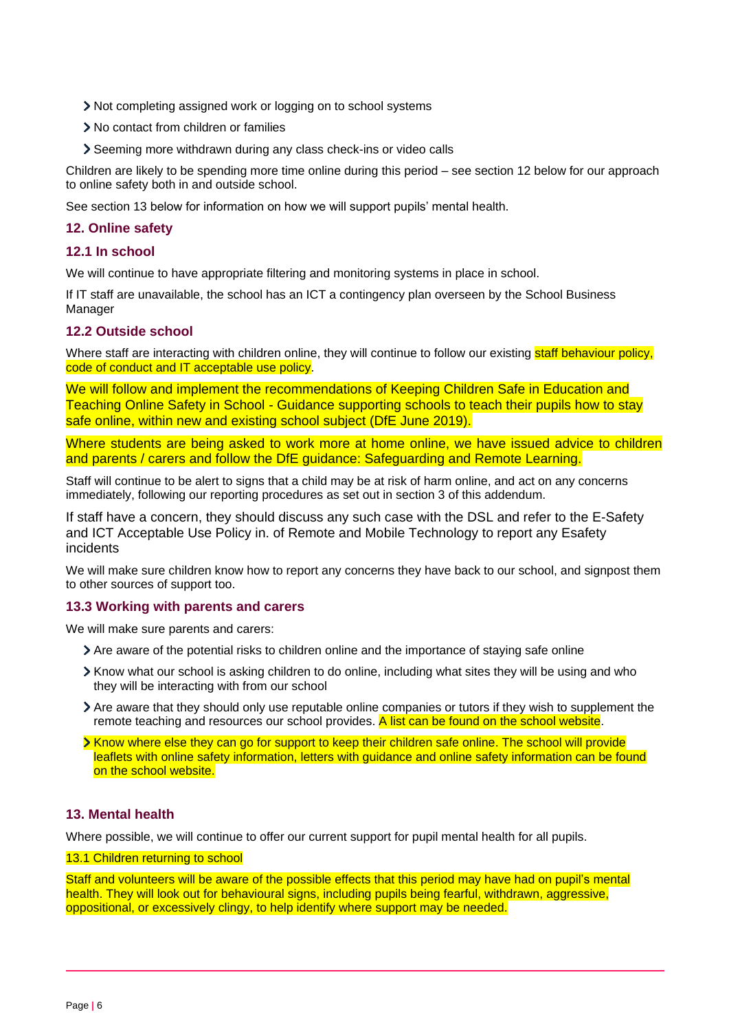- Not completing assigned work or logging on to school systems
- No contact from children or families
- Seeming more withdrawn during any class check-ins or video calls

Children are likely to be spending more time online during this period – see section 12 below for our approach to online safety both in and outside school.

See section 13 below for information on how we will support pupils' mental health.

### 12. Online safety

#### 12.1 In school

We will continue to have appropriate filtering and monitoring systems in place in school.

If IT staff are unavailable, the school has an ICT a contingency plan overseen by the School Business Manager

#### 12.2 Outside school

Where staff are interacting with children online, they will continue to follow our existing staff behaviour policy, code of conduct and IT acceptable use policy.

We will follow and implement the recommendations of Keeping Children Safe in Education and Teaching Online Safety in School - Guidance supporting schools to teach their pupils how to stay safe online, within new and existing school subject (DfE June 2019).

Where students are being asked to work more at home online, we have issued advice to children and parents / carers and follow the DfE guidance: Safeguarding and Remote Learning.

Staff will continue to be alert to signs that a child may be at risk of harm online, and act on any concerns immediately, following our reporting procedures as set out in section 3 of this addendum.

If staff have a concern, they should discuss any such case with the DSL and refer to the E-Safety and ICT Acceptable Use Policy in. of Remote and Mobile Technology to report any Esafety incidents

We will make sure children know how to report any concerns they have back to our school, and signpost them to other sources of support too.

#### 13.3 Working with parents and carers

We will make sure parents and carers:

- Are aware of the potential risks to children online and the importance of staying safe online
- Know what our school is asking children to do online, including what sites they will be using and who they will be interacting with from our school
- Are aware that they should only use reputable online companies or tutors if they wish to supplement the remote teaching and resources our school provides. A list can be found on the school website.
- Know where else they can go for support to keep their children safe online. The school will provide leaflets with online safety information, letters with guidance and online safety information can be found on the school website.

### 13. Mental health

Where possible, we will continue to offer our current support for pupil mental health for all pupils.

13.1 Children returning to school

Staff and volunteers will be aware of the possible effects that this period may have had on pupil's mental health. They will look out for behavioural signs, including pupils being fearful, withdrawn, aggressive, oppositional, or excessively clingy, to help identify where support may be needed.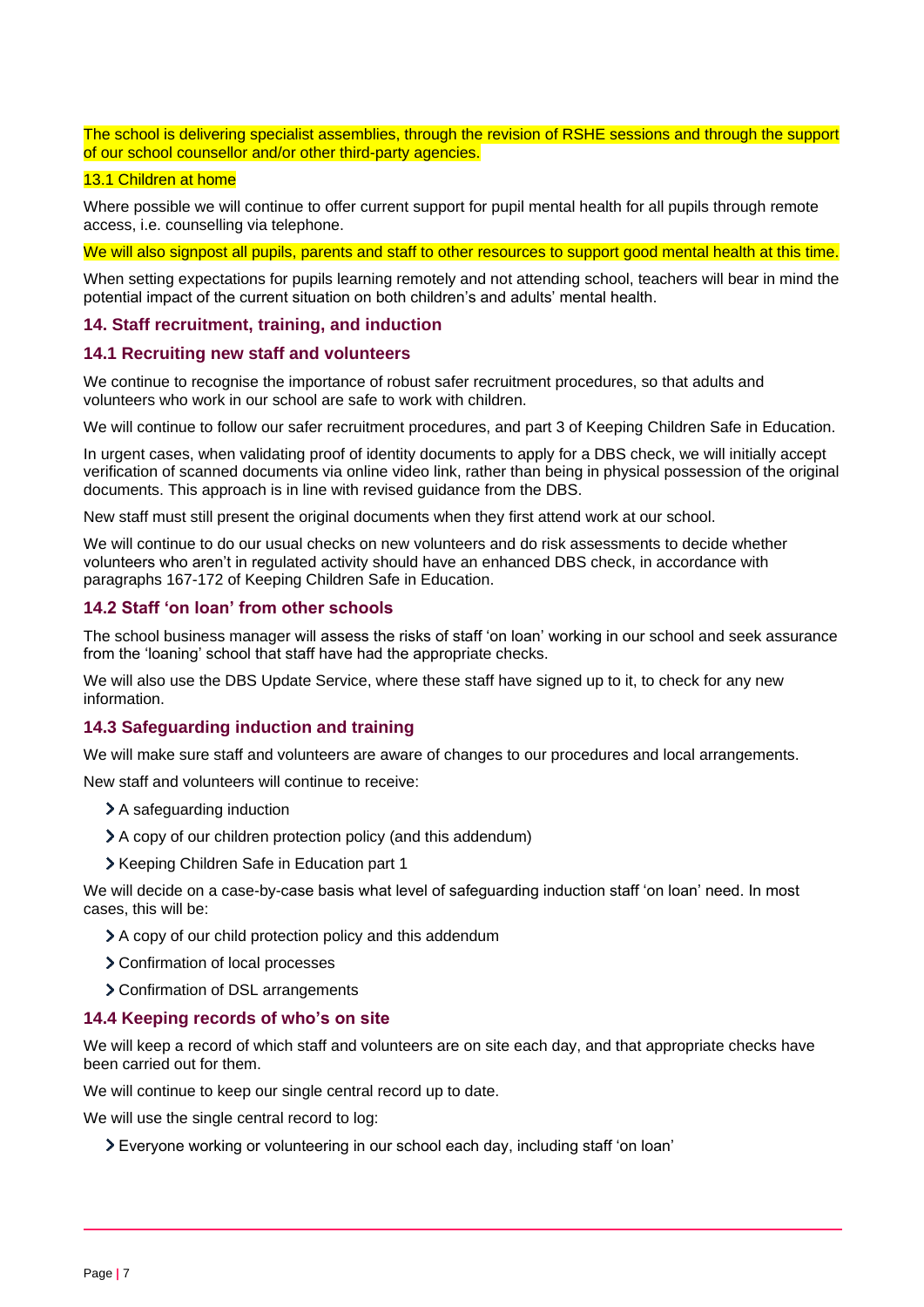The school is delivering specialist assemblies, through the revision of RSHE sessions and through the support of our school counsellor and/or other third-party agencies.

13.1 Children at home

Where possible we will continue to offer current support for pupil mental health for all pupils through remote access, i.e. counselling via telephone.

We will also signpost all pupils, parents and staff to other resources to support good mental health at this time.

When setting expectations for pupils learning remotely and not attending school, teachers will bear in mind the potential impact of the current situation on both children's and adults' mental health.

## 14. Staff recruitment, training, and induction

### 14.1 Recruiting new staff and volunteers

We continue to recognise the importance of robust safer recruitment procedures, so that adults and volunteers who work in our school are safe to work with children.

We will continue to follow our safer recruitment procedures, and part 3 of Keeping Children Safe in Education.

In urgent cases, when validating proof of identity documents to apply for a DBS check, we will initially accept verification of scanned documents via online video link, rather than being in physical possession of the original documents. This approach is in line with revised guidance from the DBS.

New staff must still present the original documents when they first attend work at our school.

We will continue to do our usual checks on new volunteers and do risk assessments to decide whether volunteers who aren't in regulated activity should have an enhanced DBS check, in accordance with paragraphs 167-172 of Keeping Children Safe in Education.

### 14.2 Staff 'on loan' from other schools

The school business manager will assess the risks of staff 'on loan' working in our school and seek assurance from the 'loaning' school that staff have had the appropriate checks.

We will also use the DBS Update Service, where these staff have signed up to it, to check for any new information.

### 14.3 Safeguarding induction and training

We will make sure staff and volunteers are aware of changes to our procedures and local arrangements.

New staff and volunteers will continue to receive:

- A safeguarding induction
- A copy of our children protection policy (and this addendum)
- Keeping Children Safe in Education part 1

We will decide on a case-by-case basis what level of safeguarding induction staff 'on loan' need. In most cases, this will be:

- A copy of our child protection policy and this addendum
- Confirmation of local processes
- Confirmation of DSL arrangements

### 14.4 Keeping records of who's on site

We will keep a record of which staff and volunteers are on site each day, and that appropriate checks have been carried out for them.

We will continue to keep our single central record up to date.

We will use the single central record to log:

- Everyone working or volunteering in our school each day, including staff 'on loan'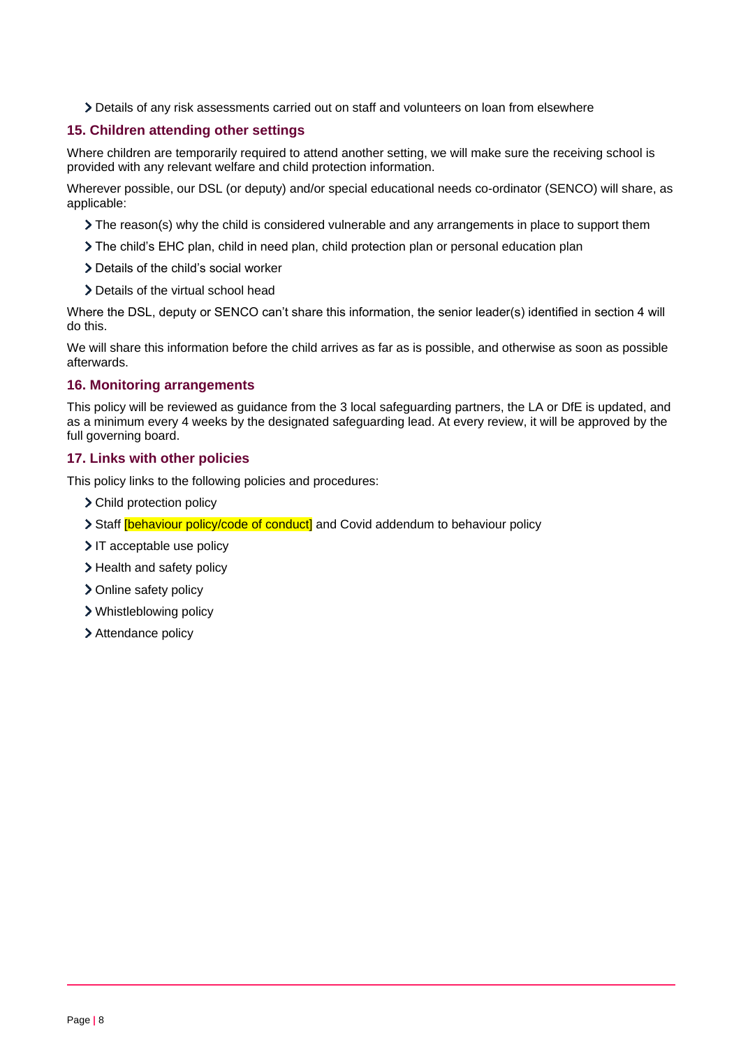- Details of any risk assessments carried out on staff and volunteers on loan from elsewhere

## 15. Children attending other settings

Where children are temporarily required to attend another setting, we will make sure the receiving school is provided with any relevant welfare and child protection information.

Wherever possible, our DSL (or deputy) and/or special educational needs co-ordinator (SENCO) will share, as applicable:

- The reason(s) why the child is considered vulnerable and any arrangements in place to support them
- The child's EHC plan, child in need plan, child protection plan or personal education plan
- Details of the child's social worker
- Details of the virtual school head

Where the DSL, deputy or SENCO can't share this information, the senior leader(s) identified in section 4 will do this.

We will share this information before the child arrives as far as is possible, and otherwise as soon as possible afterwards.

## 16. Monitoring arrangements

This policy will be reviewed as guidance from the 3 local safeguarding partners, the LA or DfE is updated, and as a minimum every 4 weeks by the designated safeguarding lead. At every review, it will be approved by the full governing board.

## 17. Links with other policies

This policy links to the following policies and procedures:

- Child protection policy
- Staff [behaviour policy/code of conduct] and Covid addendum to behaviour policy
- IT acceptable use policy
- Health and safety policy
- Online safety policy
- Whistleblowing policy
- Attendance policy